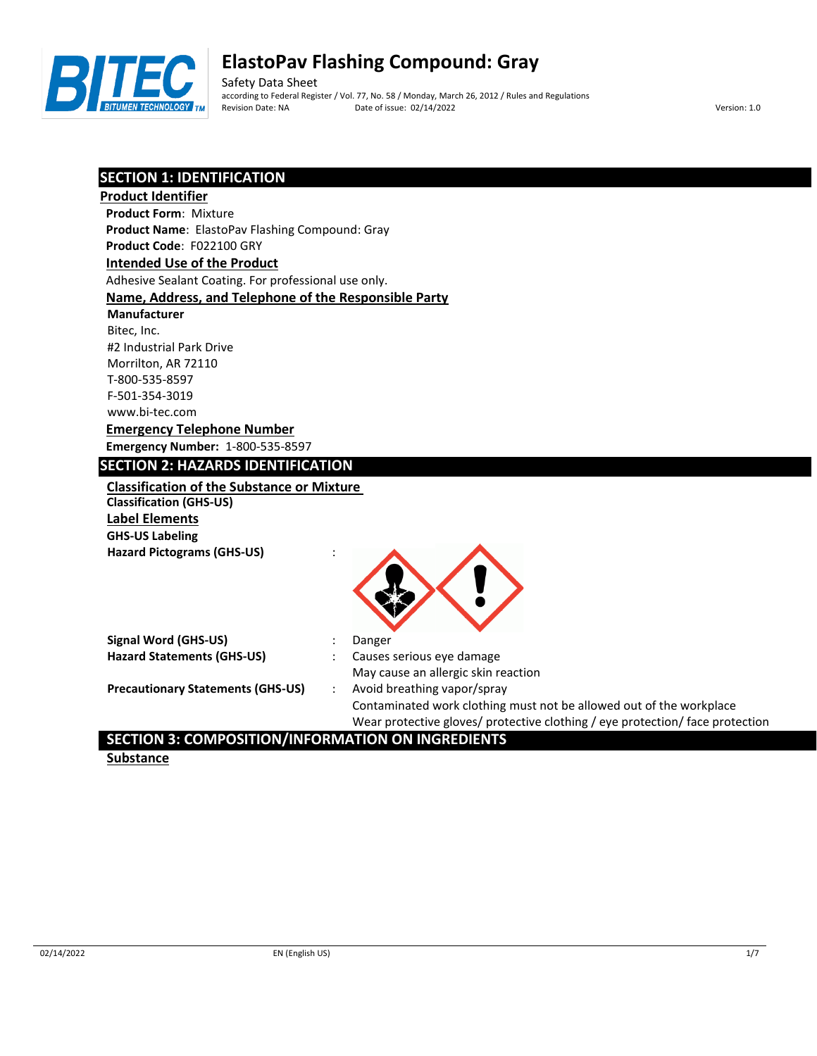# ElastoPav Flashing Compound: Gray

Safety Data Sheet
according to Federal Register / Vol. 77, No. 58 / Monday, March 26, 2012 / Rules and Regulations
Revision Date: NA Date of issue: 02/14/2022 Version: 1.0

## SECTION 1: IDENTIFICATION

### Product Identifier

**Product Form**: Mixture
**Product Name**: ElastoPav Flashing Compound: Gray
**Product Code**: F022100 GRY

### Intended Use of the Product

Adhesive Sealant Coating. For professional use only.

### Name, Address, and Telephone of the Responsible Party

**Manufacturer**
Bitec, Inc.
#2 Industrial Park Drive
Morrilton, AR 72110
T-800-535-8597
F-501-354-3019
www.bi-tec.com

### Emergency Telephone Number

**Emergency Number:** 1-800-535-8597

## SECTION 2: HAZARDS IDENTIFICATION

### Classification of the Substance or Mixture

**Classification (GHS-US)**

### Label Elements

**GHS-US Labeling**

**Hazard Pictograms (GHS-US)** :

**Signal Word (GHS-US)** : Danger

**Hazard Statements (GHS-US)** : Causes serious eye damage
May cause an allergic skin reaction

**Precautionary Statements (GHS-US)** : Avoid breathing vapor/spray
Contaminated work clothing must not be allowed out of the workplace
Wear protective gloves/ protective clothing / eye protection/ face protection

## SECTION 3: COMPOSITION/INFORMATION ON INGREDIENTS

### Substance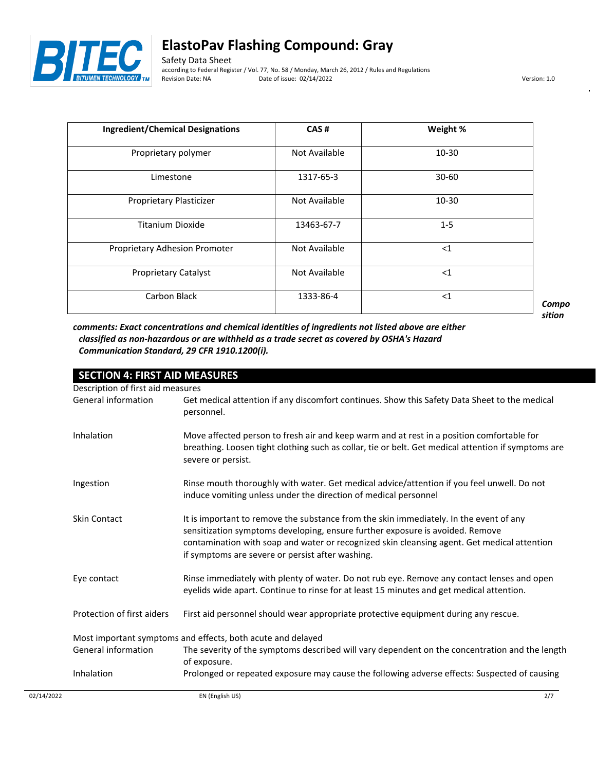| Ingredient/Chemical Designations | CAS # | Weight % |
|---|---|---|
| Proprietary polymer | Not Available | 10-30 |
| Limestone | 1317-65-3 | 30-60 |
| Proprietary Plasticizer | Not Available | 10-30 |
| Titanium Dioxide | 13463-67-7 | 1-5 |
| Proprietary Adhesion Promoter | Not Available | <1 |
| Proprietary Catalyst | Not Available | <1 |
| Carbon Black | 1333-86-4 | <1 |

***Composition comments: Exact concentrations and chemical identities of ingredients not listed above are either classified as non-hazardous or are withheld as a trade secret as covered by OSHA's Hazard Communication Standard, 29 CFR 1910.1200(i).***

## SECTION 4: FIRST AID MEASURES

Description of first aid measures

| | |
|---|---|
| General information | Get medical attention if any discomfort continues. Show this Safety Data Sheet to the medical personnel. |
| Inhalation | Move affected person to fresh air and keep warm and at rest in a position comfortable for breathing. Loosen tight clothing such as collar, tie or belt. Get medical attention if symptoms are severe or persist. |
| Ingestion | Rinse mouth thoroughly with water. Get medical advice/attention if you feel unwell. Do not induce vomiting unless under the direction of medical personnel |
| Skin Contact | It is important to remove the substance from the skin immediately. In the event of any sensitization symptoms developing, ensure further exposure is avoided. Remove contamination with soap and water or recognized skin cleansing agent. Get medical attention if symptoms are severe or persist after washing. |
| Eye contact | Rinse immediately with plenty of water. Do not rub eye. Remove any contact lenses and open eyelids wide apart. Continue to rinse for at least 15 minutes and get medical attention. |
| Protection of first aiders | First aid personnel should wear appropriate protective equipment during any rescue. |

Most important symptoms and effects, both acute and delayed

| | |
|---|---|
| General information | The severity of the symptoms described will vary dependent on the concentration and the length of exposure. |
| Inhalation | Prolonged or repeated exposure may cause the following adverse effects: Suspected of causing |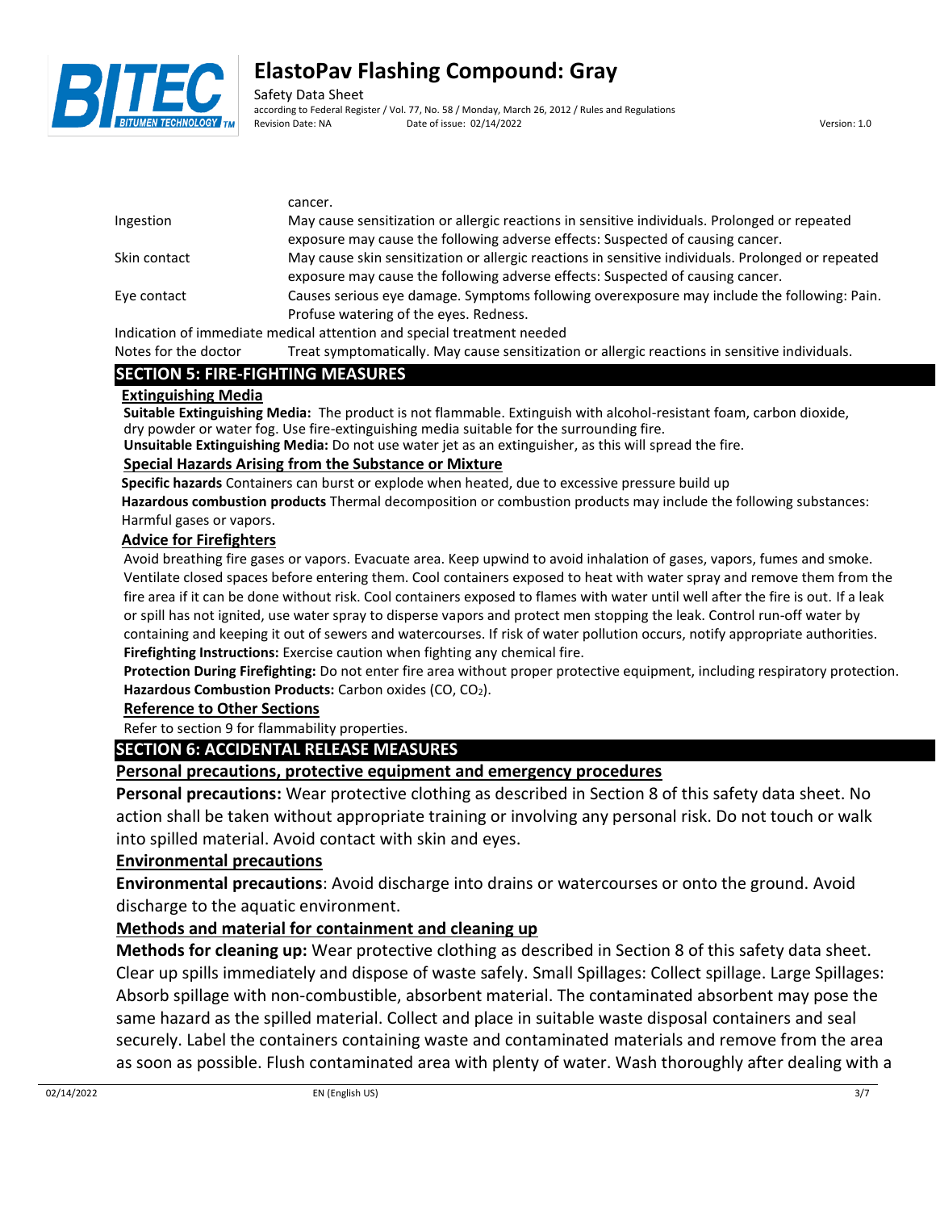| | |
|---|---|
| | cancer. |
| Ingestion | May cause sensitization or allergic reactions in sensitive individuals. Prolonged or repeated exposure may cause the following adverse effects: Suspected of causing cancer. |
| Skin contact | May cause skin sensitization or allergic reactions in sensitive individuals. Prolonged or repeated exposure may cause the following adverse effects: Suspected of causing cancer. |
| Eye contact | Causes serious eye damage. Symptoms following overexposure may include the following: Pain. Profuse watering of the eyes. Redness. |

Indication of immediate medical attention and special treatment needed

| | |
|---|---|
| Notes for the doctor | Treat symptomatically. May cause sensitization or allergic reactions in sensitive individuals. |

## SECTION 5: FIRE-FIGHTING MEASURES

### Extinguishing Media

**Suitable Extinguishing Media:** The product is not flammable. Extinguish with alcohol-resistant foam, carbon dioxide, dry powder or water fog. Use fire-extinguishing media suitable for the surrounding fire.

**Unsuitable Extinguishing Media:** Do not use water jet as an extinguisher, as this will spread the fire.

### Special Hazards Arising from the Substance or Mixture

**Specific hazards** Containers can burst or explode when heated, due to excessive pressure build up

**Hazardous combustion products** Thermal decomposition or combustion products may include the following substances: Harmful gases or vapors.

### Advice for Firefighters

Avoid breathing fire gases or vapors. Evacuate area. Keep upwind to avoid inhalation of gases, vapors, fumes and smoke. Ventilate closed spaces before entering them. Cool containers exposed to heat with water spray and remove them from the fire area if it can be done without risk. Cool containers exposed to flames with water until well after the fire is out. If a leak or spill has not ignited, use water spray to disperse vapors and protect men stopping the leak. Control run-off water by containing and keeping it out of sewers and watercourses. If risk of water pollution occurs, notify appropriate authorities.

**Firefighting Instructions:** Exercise caution when fighting any chemical fire.

**Protection During Firefighting:** Do not enter fire area without proper protective equipment, including respiratory protection.

**Hazardous Combustion Products:** Carbon oxides (CO, $CO_2$).

### Reference to Other Sections

Refer to section 9 for flammability properties.

## SECTION 6: ACCIDENTAL RELEASE MEASURES

### Personal precautions, protective equipment and emergency procedures

**Personal precautions:** Wear protective clothing as described in Section 8 of this safety data sheet. No action shall be taken without appropriate training or involving any personal risk. Do not touch or walk into spilled material. Avoid contact with skin and eyes.

### Environmental precautions

**Environmental precautions**: Avoid discharge into drains or watercourses or onto the ground. Avoid discharge to the aquatic environment.

### Methods and material for containment and cleaning up

**Methods for cleaning up:** Wear protective clothing as described in Section 8 of this safety data sheet. Clear up spills immediately and dispose of waste safely. Small Spillages: Collect spillage. Large Spillages: Absorb spillage with non-combustible, absorbent material. The contaminated absorbent may pose the same hazard as the spilled material. Collect and place in suitable waste disposal containers and seal securely. Label the containers containing waste and contaminated materials and remove from the area as soon as possible. Flush contaminated area with plenty of water. Wash thoroughly after dealing with a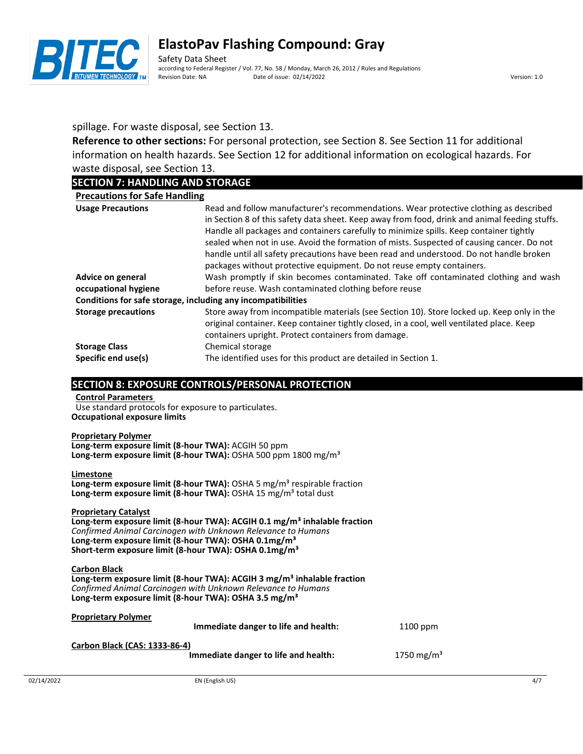spillage. For waste disposal, see Section 13.

**Reference to other sections:** For personal protection, see Section 8. See Section 11 for additional information on health hazards. See Section 12 for additional information on ecological hazards. For waste disposal, see Section 13.

## SECTION 7: HANDLING AND STORAGE

**Precautions for Safe Handling**

| | |
|---|---|
| **Usage Precautions** | Read and follow manufacturer's recommendations. Wear protective clothing as described in Section 8 of this safety data sheet. Keep away from food, drink and animal feeding stuffs. Handle all packages and containers carefully to minimize spills. Keep container tightly sealed when not in use. Avoid the formation of mists. Suspected of causing cancer. Do not handle until all safety precautions have been read and understood. Do not handle broken packages without protective equipment. Do not reuse empty containers. |
| **Advice on general occupational hygiene** | Wash promptly if skin becomes contaminated. Take off contaminated clothing and wash before reuse. Wash contaminated clothing before reuse |

**Conditions for safe storage, including any incompatibilities**

| | |
|---|---|
| **Storage precautions** | Store away from incompatible materials (see Section 10). Store locked up. Keep only in the original container. Keep container tightly closed, in a cool, well ventilated place. Keep containers upright. Protect containers from damage. |
| **Storage Class** | Chemical storage |
| **Specific end use(s)** | The identified uses for this product are detailed in Section 1. |

## SECTION 8: EXPOSURE CONTROLS/PERSONAL PROTECTION

**Control Parameters**

Use standard protocols for exposure to particulates.

**Occupational exposure limits**

**Proprietary Polymer**

**Long-term exposure limit (8-hour TWA):** ACGIH 50 ppm
**Long-term exposure limit (8-hour TWA):** OSHA 500 ppm 1800 mg/m³

**Limestone**

**Long-term exposure limit (8-hour TWA):** OSHA 5 mg/m³ respirable fraction
**Long-term exposure limit (8-hour TWA):** OSHA 15 mg/m³ total dust

**Proprietary Catalyst**

**Long-term exposure limit (8-hour TWA): ACGIH 0.1 mg/m³ inhalable fraction**
*Confirmed Animal Carcinogen with Unknown Relevance to Humans*
**Long-term exposure limit (8-hour TWA): OSHA 0.1mg/m³**
**Short-term exposure limit (8-hour TWA): OSHA 0.1mg/m³**

**Carbon Black**

**Long-term exposure limit (8-hour TWA): ACGIH 3 mg/m³ inhalable fraction**
*Confirmed Animal Carcinogen with Unknown Relevance to Humans*
**Long-term exposure limit (8-hour TWA): OSHA 3.5 mg/m³**

| | | |
|---|---|---|
| **Proprietary Polymer** | **Immediate danger to life and health:** | 1100 ppm |
| **Carbon Black (CAS: 1333-86-4)** | **Immediate danger to life and health:** | 1750 mg/m³ |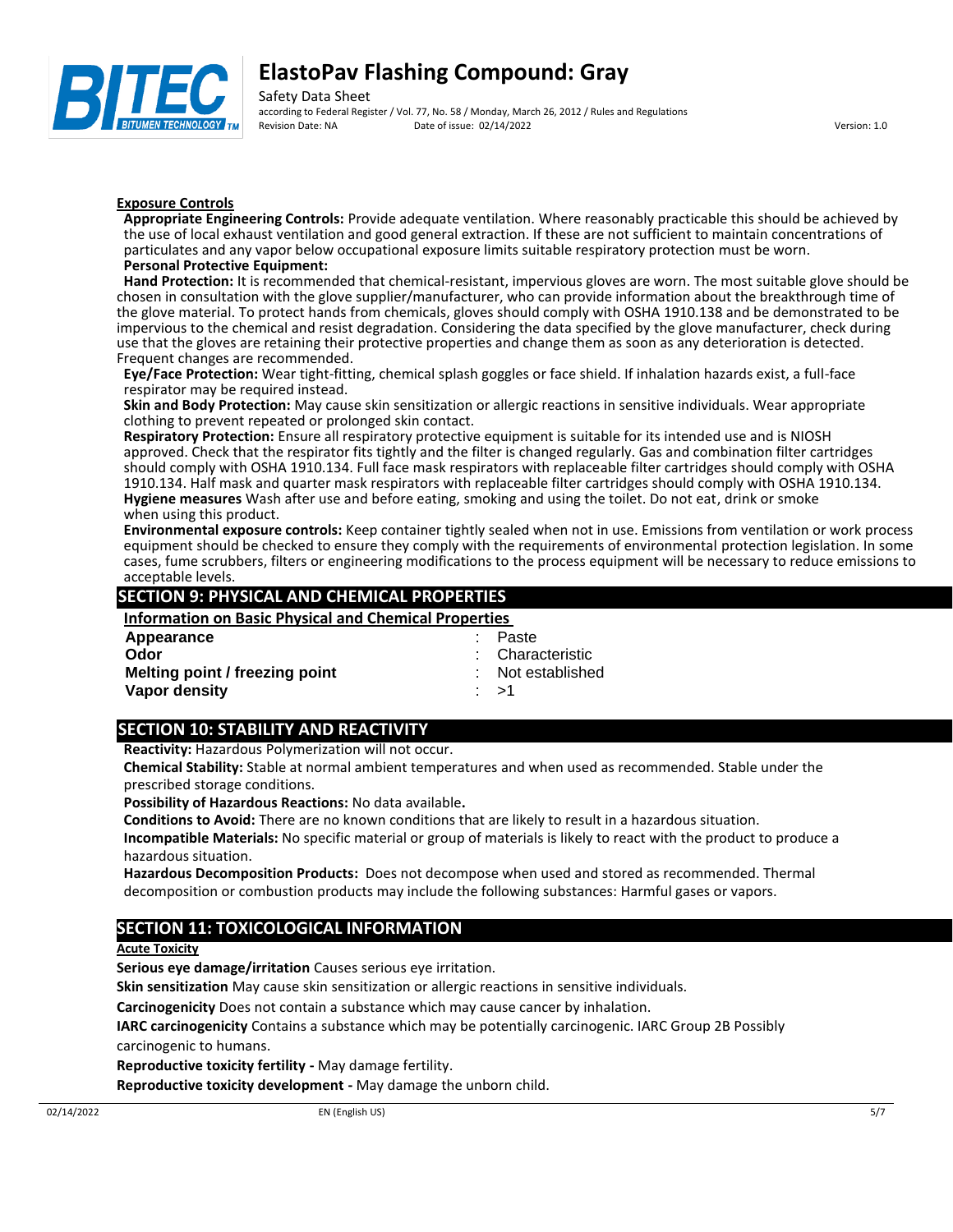**Exposure Controls**

**Appropriate Engineering Controls:** Provide adequate ventilation. Where reasonably practicable this should be achieved by the use of local exhaust ventilation and good general extraction. If these are not sufficient to maintain concentrations of particulates and any vapor below occupational exposure limits suitable respiratory protection must be worn.

**Personal Protective Equipment:**

**Hand Protection:** It is recommended that chemical-resistant, impervious gloves are worn. The most suitable glove should be chosen in consultation with the glove supplier/manufacturer, who can provide information about the breakthrough time of the glove material. To protect hands from chemicals, gloves should comply with OSHA 1910.138 and be demonstrated to be impervious to the chemical and resist degradation. Considering the data specified by the glove manufacturer, check during use that the gloves are retaining their protective properties and change them as soon as any deterioration is detected. Frequent changes are recommended.

**Eye/Face Protection:** Wear tight-fitting, chemical splash goggles or face shield. If inhalation hazards exist, a full-face respirator may be required instead.

**Skin and Body Protection:** May cause skin sensitization or allergic reactions in sensitive individuals. Wear appropriate clothing to prevent repeated or prolonged skin contact.

**Respiratory Protection:** Ensure all respiratory protective equipment is suitable for its intended use and is NIOSH approved. Check that the respirator fits tightly and the filter is changed regularly. Gas and combination filter cartridges should comply with OSHA 1910.134. Full face mask respirators with replaceable filter cartridges should comply with OSHA 1910.134. Half mask and quarter mask respirators with replaceable filter cartridges should comply with OSHA 1910.134.

**Hygiene measures** Wash after use and before eating, smoking and using the toilet. Do not eat, drink or smoke when using this product.

**Environmental exposure controls:** Keep container tightly sealed when not in use. Emissions from ventilation or work process equipment should be checked to ensure they comply with the requirements of environmental protection legislation. In some cases, fume scrubbers, filters or engineering modifications to the process equipment will be necessary to reduce emissions to acceptable levels.

## SECTION 9: PHYSICAL AND CHEMICAL PROPERTIES

**Information on Basic Physical and Chemical Properties**

| | |
|---|---|
| **Appearance** | : Paste |
| **Odor** | : Characteristic |
| **Melting point / freezing point** | : Not established |
| **Vapor density** | : >1 |

## SECTION 10: STABILITY AND REACTIVITY

**Reactivity:** Hazardous Polymerization will not occur.

**Chemical Stability:** Stable at normal ambient temperatures and when used as recommended. Stable under the prescribed storage conditions.

**Possibility of Hazardous Reactions:** No data available**.**

**Conditions to Avoid:** There are no known conditions that are likely to result in a hazardous situation.

**Incompatible Materials:** No specific material or group of materials is likely to react with the product to produce a hazardous situation.

**Hazardous Decomposition Products:** Does not decompose when used and stored as recommended. Thermal decomposition or combustion products may include the following substances: Harmful gases or vapors.

## SECTION 11: TOXICOLOGICAL INFORMATION

**Acute Toxicity**

**Serious eye damage/irritation** Causes serious eye irritation.

**Skin sensitization** May cause skin sensitization or allergic reactions in sensitive individuals.

**Carcinogenicity** Does not contain a substance which may cause cancer by inhalation.

**IARC carcinogenicity** Contains a substance which may be potentially carcinogenic. IARC Group 2B Possibly carcinogenic to humans.

**Reproductive toxicity fertility -** May damage fertility.

**Reproductive toxicity development -** May damage the unborn child.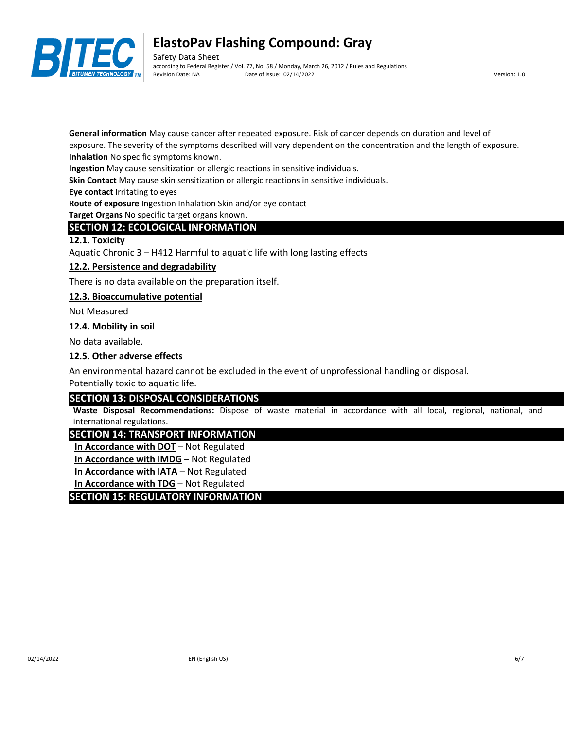**General information** May cause cancer after repeated exposure. Risk of cancer depends on duration and level of exposure. The severity of the symptoms described will vary dependent on the concentration and the length of exposure.
**Inhalation** No specific symptoms known.
**Ingestion** May cause sensitization or allergic reactions in sensitive individuals.
**Skin Contact** May cause skin sensitization or allergic reactions in sensitive individuals.
**Eye contact** Irritating to eyes
**Route of exposure** Ingestion Inhalation Skin and/or eye contact
**Target Organs** No specific target organs known.

## SECTION 12: ECOLOGICAL INFORMATION

### 12.1. Toxicity

Aquatic Chronic 3 – H412 Harmful to aquatic life with long lasting effects

### 12.2. Persistence and degradability

There is no data available on the preparation itself.

### 12.3. Bioaccumulative potential

Not Measured

### 12.4. Mobility in soil

No data available.

### 12.5. Other adverse effects

An environmental hazard cannot be excluded in the event of unprofessional handling or disposal.
Potentially toxic to aquatic life.

## SECTION 13: DISPOSAL CONSIDERATIONS

**Waste Disposal Recommendations:** Dispose of waste material in accordance with all local, regional, national, and international regulations.

## SECTION 14: TRANSPORT INFORMATION

**In Accordance with DOT** – Not Regulated
**In Accordance with IMDG** – Not Regulated
**In Accordance with IATA** – Not Regulated
**In Accordance with TDG** – Not Regulated

## SECTION 15: REGULATORY INFORMATION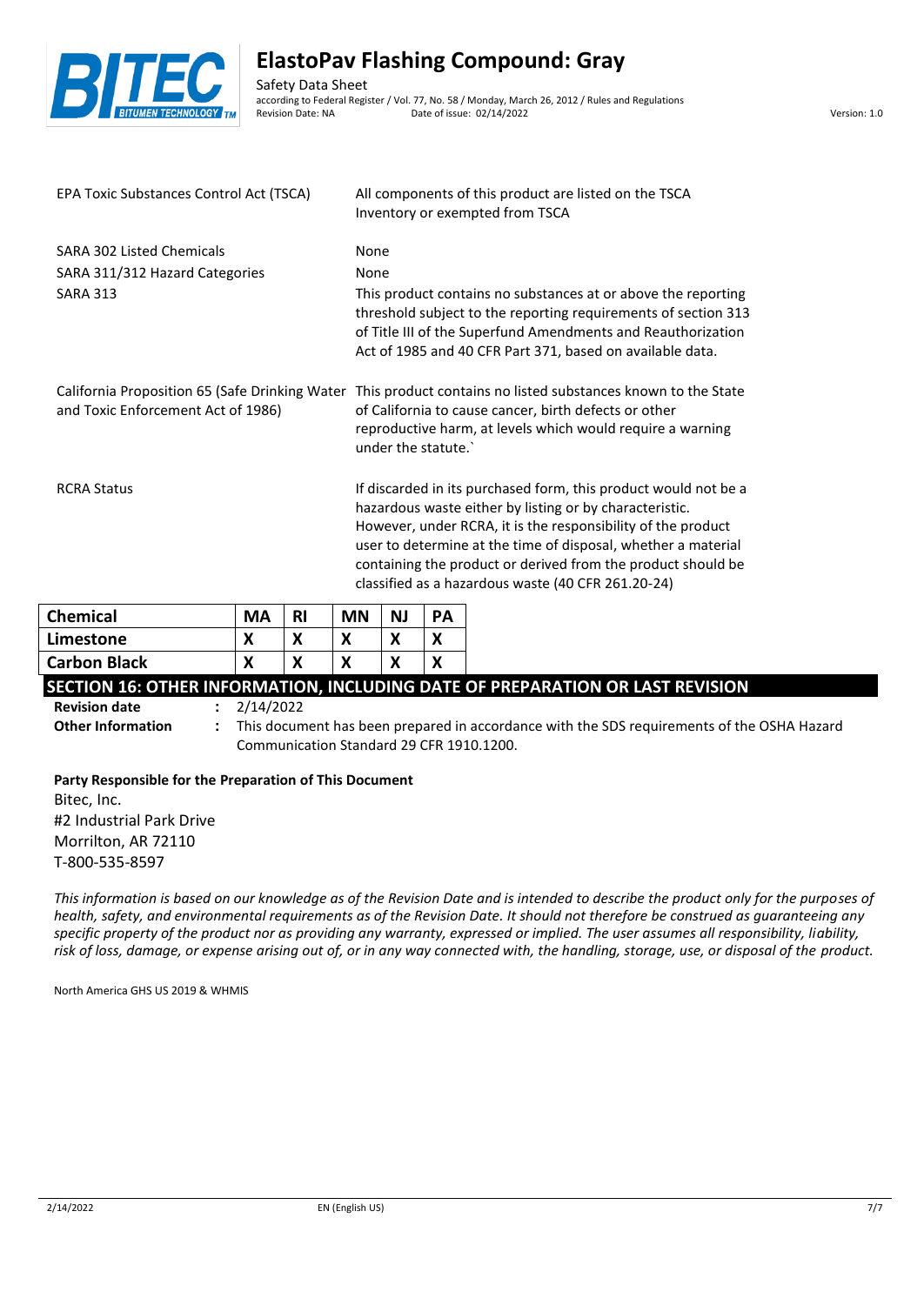| | |
|---|---|
| EPA Toxic Substances Control Act (TSCA) | All components of this product are listed on the TSCA Inventory or exempted from TSCA |
| SARA 302 Listed Chemicals | None |
| SARA 311/312 Hazard Categories | None |
| SARA 313 | This product contains no substances at or above the reporting threshold subject to the reporting requirements of section 313 of Title III of the Superfund Amendments and Reauthorization Act of 1985 and 40 CFR Part 371, based on available data. |
| California Proposition 65 (Safe Drinking Water and Toxic Enforcement Act of 1986) | This product contains no listed substances known to the State of California to cause cancer, birth defects or other reproductive harm, at levels which would require a warning under the statute.` |
| RCRA Status | If discarded in its purchased form, this product would not be a hazardous waste either by listing or by characteristic. However, under RCRA, it is the responsibility of the product user to determine at the time of disposal, whether a material containing the product or derived from the product should be classified as a hazardous waste (40 CFR 261.20-24) |

| Chemical | MA | RI | MN | NJ | PA |
|---|---|---|---|---|---|
| Limestone | X | X | X | X | X |
| Carbon Black | X | X | X | X | X |

## SECTION 16: OTHER INFORMATION, INCLUDING DATE OF PREPARATION OR LAST REVISION

**Revision date** : 2/14/2022

**Other Information** : This document has been prepared in accordance with the SDS requirements of the OSHA Hazard Communication Standard 29 CFR 1910.1200.

**Party Responsible for the Preparation of This Document**

Bitec, Inc.
#2 Industrial Park Drive
Morrilton, AR 72110
T-800-535-8597

*This information is based on our knowledge as of the Revision Date and is intended to describe the product only for the purposes of health, safety, and environmental requirements as of the Revision Date. It should not therefore be construed as guaranteeing any specific property of the product nor as providing any warranty, expressed or implied. The user assumes all responsibility, liability, risk of loss, damage, or expense arising out of, or in any way connected with, the handling, storage, use, or disposal of the product.*

North America GHS US 2019 & WHMIS